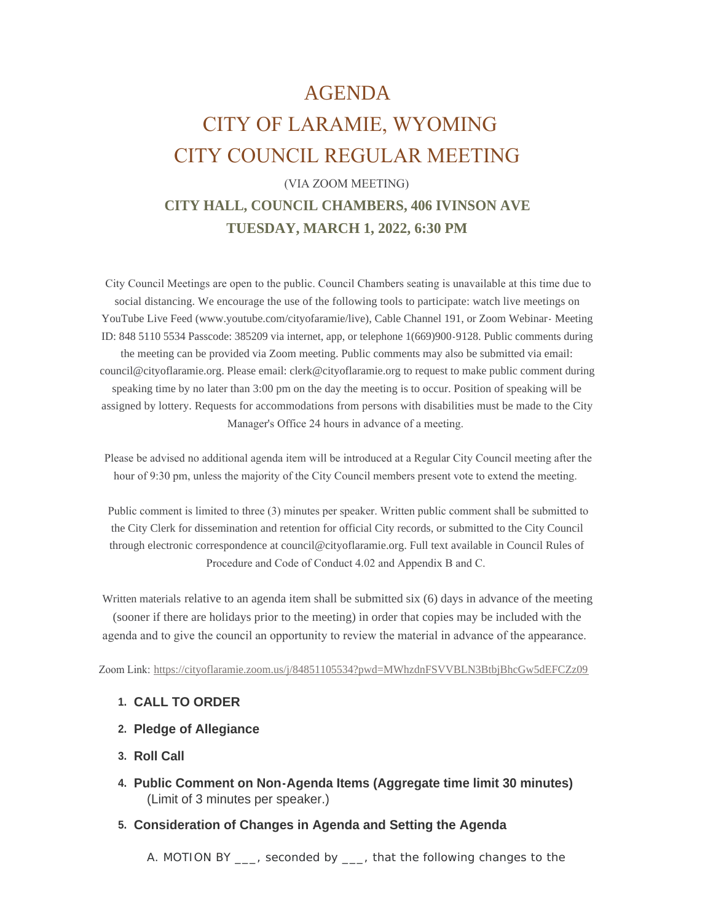# AGENDA

# CITY OF LARAMIE, WYOMING

# CITY COUNCIL REGULAR MEETING

(VIA ZOOM MEETING)

**CITY HALL, COUNCIL CHAMBERS, 406 IVINSON AVE**

**TUESDAY, MARCH 1, 2022, 6:30 PM**

City Council Meetings are open to the public. Council Chambers seating is unavailable at this time due to social distancing. We encourage the use of the following tools to participate: watch live meetings on YouTube Live Feed (www.youtube.com/cityofaramie/live), Cable Channel 191, or Zoom Webinar- Meeting ID: 848 5110 5534 Passcode: 385209 via internet, app, or telephone 1(669)900-9128. Public comments during the meeting can be provided via Zoom meeting. Public comments may also be submitted via email: council@cityoflaramie.org. Please email: clerk@cityoflaramie.org to request to make public comment during speaking time by no later than 3:00 pm on the day the meeting is to occur. Position of speaking will be assigned by lottery. Requests for accommodations from persons with disabilities must be made to the City Manager's Office 24 hours in advance of a meeting.

Please be advised no additional agenda item will be introduced at a Regular City Council meeting after the hour of 9:30 pm, unless the majority of the City Council members present vote to extend the meeting.

Public comment is limited to three (3) minutes per speaker. Written public comment shall be submitted to the City Clerk for dissemination and retention for official City records, or submitted to the City Council through electronic correspondence at council@cityoflaramie.org. Full text available in Council Rules of Procedure and Code of Conduct 4.02 and Appendix B and C.

Written materials relative to an agenda item shall be submitted six (6) days in advance of the meeting (sooner if there are holidays prior to the meeting) in order that copies may be included with the agenda and to give the council an opportunity to review the material in advance of the appearance.

Zoom Link: https://cityoflaramie.zoom.us/j/84851105534?pwd=MWhzdnFSVVBLN3BtbjBhcGw5dEFCZz09

1. **CALL TO ORDER**
2. **Pledge of Allegiance**
3. **Roll Call**
4. **Public Comment on Non-Agenda Items (Aggregate time limit 30 minutes)**
   (Limit of 3 minutes per speaker.)
5. **Consideration of Changes in Agenda and Setting the Agenda**

   A. MOTION BY ___, seconded by ___, that the following changes to the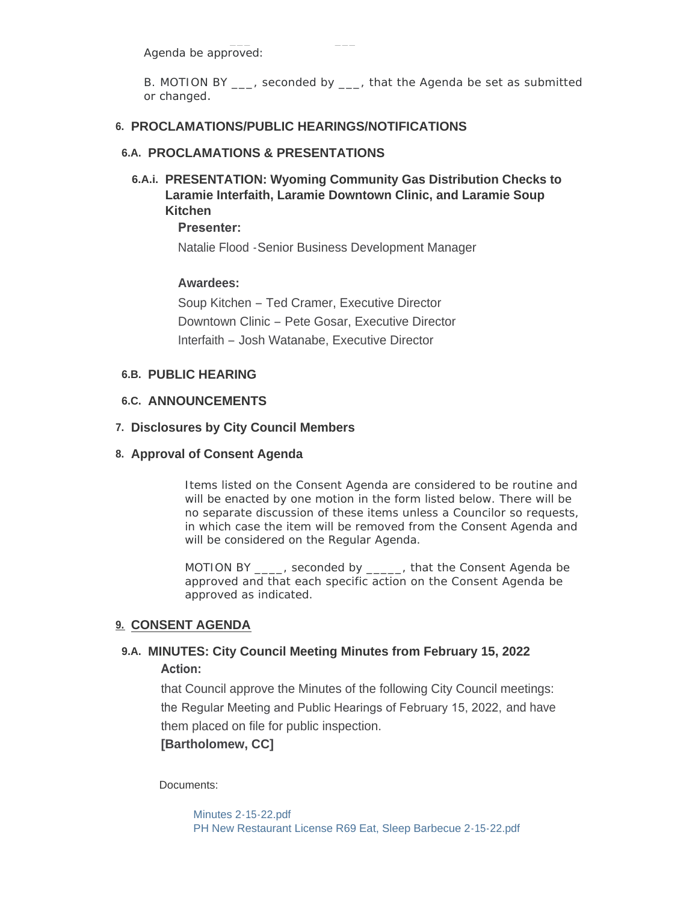Agenda be approved:

B. MOTION BY ___, seconded by ___, that the Agenda be set as submitted or changed.

## 6. PROCLAMATIONS/PUBLIC HEARINGS/NOTIFICATIONS

### 6.A. PROCLAMATIONS & PRESENTATIONS

#### 6.A.i. PRESENTATION: Wyoming Community Gas Distribution Checks to Laramie Interfaith, Laramie Downtown Clinic, and Laramie Soup Kitchen

**Presenter:**

Natalie Flood -Senior Business Development Manager

**Awardees:**

Soup Kitchen – Ted Cramer, Executive Director

Downtown Clinic – Pete Gosar, Executive Director

Interfaith – Josh Watanabe, Executive Director

### 6.B. PUBLIC HEARING

### 6.C. ANNOUNCEMENTS

## 7. Disclosures by City Council Members

## 8. Approval of Consent Agenda

Items listed on the Consent Agenda are considered to be routine and will be enacted by one motion in the form listed below. There will be no separate discussion of these items unless a Councilor so requests, in which case the item will be removed from the Consent Agenda and will be considered on the Regular Agenda.

MOTION BY ____, seconded by _____, that the Consent Agenda be approved and that each specific action on the Consent Agenda be approved as indicated.

## 9. CONSENT AGENDA

### 9.A. MINUTES: City Council Meeting Minutes from February 15, 2022

**Action:**

that Council approve the Minutes of the following City Council meetings: the Regular Meeting and Public Hearings of February 15, 2022, and have them placed on file for public inspection.

**[Bartholomew, CC]**

Documents:

Minutes 2-15-22.pdf
PH New Restaurant License R69 Eat, Sleep Barbecue 2-15-22.pdf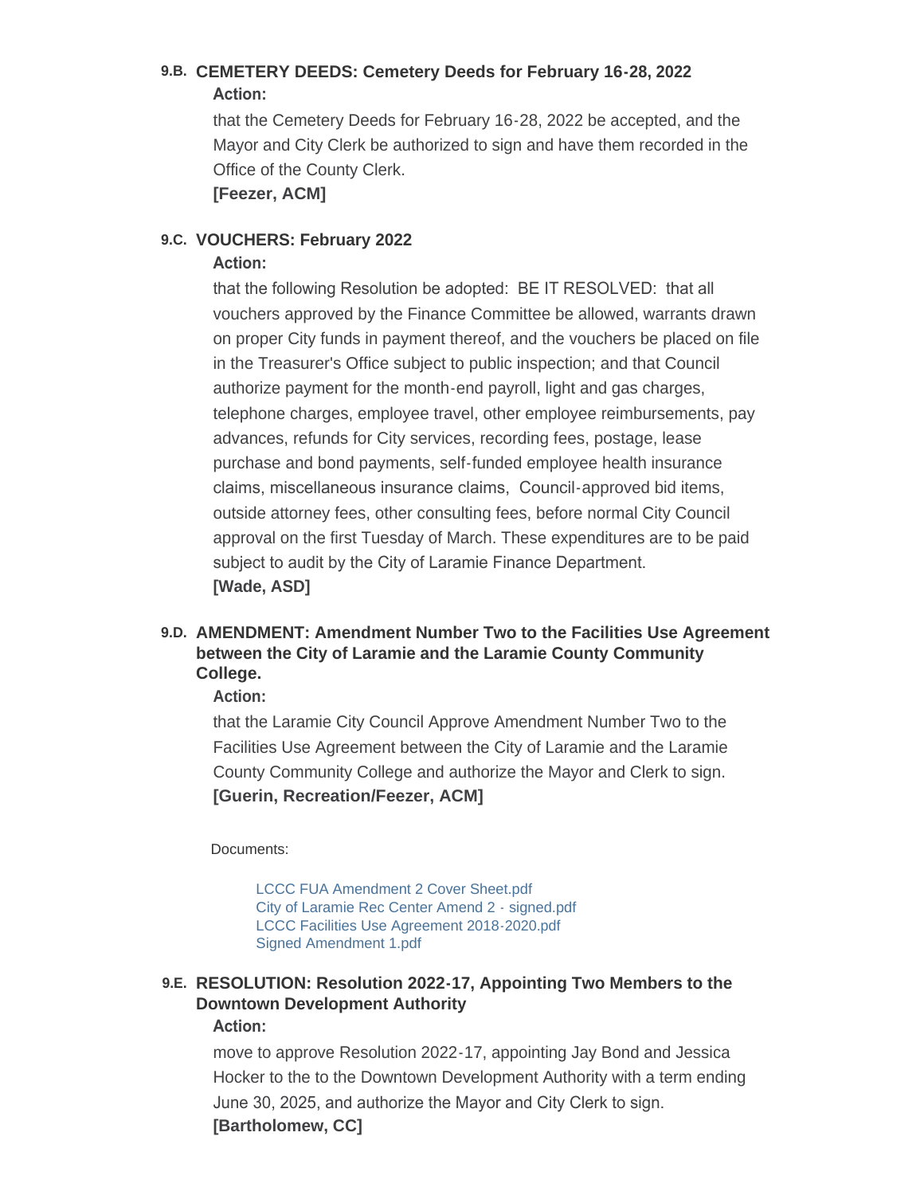### 9.B. CEMETERY DEEDS: Cemetery Deeds for February 16-28, 2022

**Action:**

that the Cemetery Deeds for February 16-28, 2022 be accepted, and the Mayor and City Clerk be authorized to sign and have them recorded in the Office of the County Clerk.

**[Feezer, ACM]**

### 9.C. VOUCHERS: February 2022

**Action:**

that the following Resolution be adopted: BE IT RESOLVED: that all vouchers approved by the Finance Committee be allowed, warrants drawn on proper City funds in payment thereof, and the vouchers be placed on file in the Treasurer's Office subject to public inspection; and that Council authorize payment for the month-end payroll, light and gas charges, telephone charges, employee travel, other employee reimbursements, pay advances, refunds for City services, recording fees, postage, lease purchase and bond payments, self-funded employee health insurance claims, miscellaneous insurance claims, Council-approved bid items, outside attorney fees, other consulting fees, before normal City Council approval on the first Tuesday of March. These expenditures are to be paid subject to audit by the City of Laramie Finance Department.

**[Wade, ASD]**

### 9.D. AMENDMENT: Amendment Number Two to the Facilities Use Agreement between the City of Laramie and the Laramie County Community College.

**Action:**

that the Laramie City Council Approve Amendment Number Two to the Facilities Use Agreement between the City of Laramie and the Laramie County Community College and authorize the Mayor and Clerk to sign.

**[Guerin, Recreation/Feezer, ACM]**

Documents:

- LCCC FUA Amendment 2 Cover Sheet.pdf
- City of Laramie Rec Center Amend 2 - signed.pdf
- LCCC Facilities Use Agreement 2018-2020.pdf
- Signed Amendment 1.pdf

### 9.E. RESOLUTION: Resolution 2022-17, Appointing Two Members to the Downtown Development Authority

**Action:**

move to approve Resolution 2022-17, appointing Jay Bond and Jessica Hocker to the to the Downtown Development Authority with a term ending June 30, 2025, and authorize the Mayor and City Clerk to sign.

**[Bartholomew, CC]**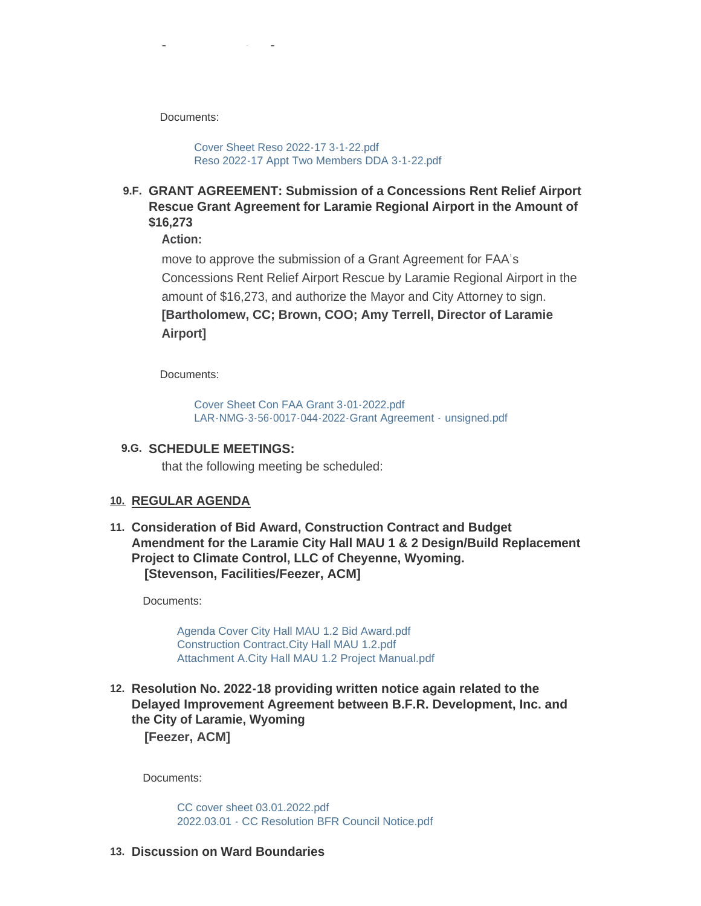Documents:

- Cover Sheet Reso 2022-17 3-1-22.pdf
- Reso 2022-17 Appt Two Members DDA 3-1-22.pdf

### 9.F. GRANT AGREEMENT: Submission of a Concessions Rent Relief Airport Rescue Grant Agreement for Laramie Regional Airport in the Amount of $16,273

**Action:**

move to approve the submission of a Grant Agreement for FAA's Concessions Rent Relief Airport Rescue by Laramie Regional Airport in the amount of $16,273, and authorize the Mayor and City Attorney to sign.
**[Bartholomew, CC; Brown, COO; Amy Terrell, Director of Laramie Airport]**

Documents:

- Cover Sheet Con FAA Grant 3-01-2022.pdf
- LAR-NMG-3-56-0017-044-2022-Grant Agreement - unsigned.pdf

### 9.G. SCHEDULE MEETINGS:

that the following meeting be scheduled:

## 10. REGULAR AGENDA

### 11. Consideration of Bid Award, Construction Contract and Budget Amendment for the Laramie City Hall MAU 1 & 2 Design/Build Replacement Project to Climate Control, LLC of Cheyenne, Wyoming.

**[Stevenson, Facilities/Feezer, ACM]**

Documents:

- Agenda Cover City Hall MAU 1.2 Bid Award.pdf
- Construction Contract.City Hall MAU 1.2.pdf
- Attachment A.City Hall MAU 1.2 Project Manual.pdf

### 12. Resolution No. 2022-18 providing written notice again related to the Delayed Improvement Agreement between B.F.R. Development, Inc. and the City of Laramie, Wyoming

**[Feezer, ACM]**

Documents:

- CC cover sheet 03.01.2022.pdf
- 2022.03.01 - CC Resolution BFR Council Notice.pdf

### 13. Discussion on Ward Boundaries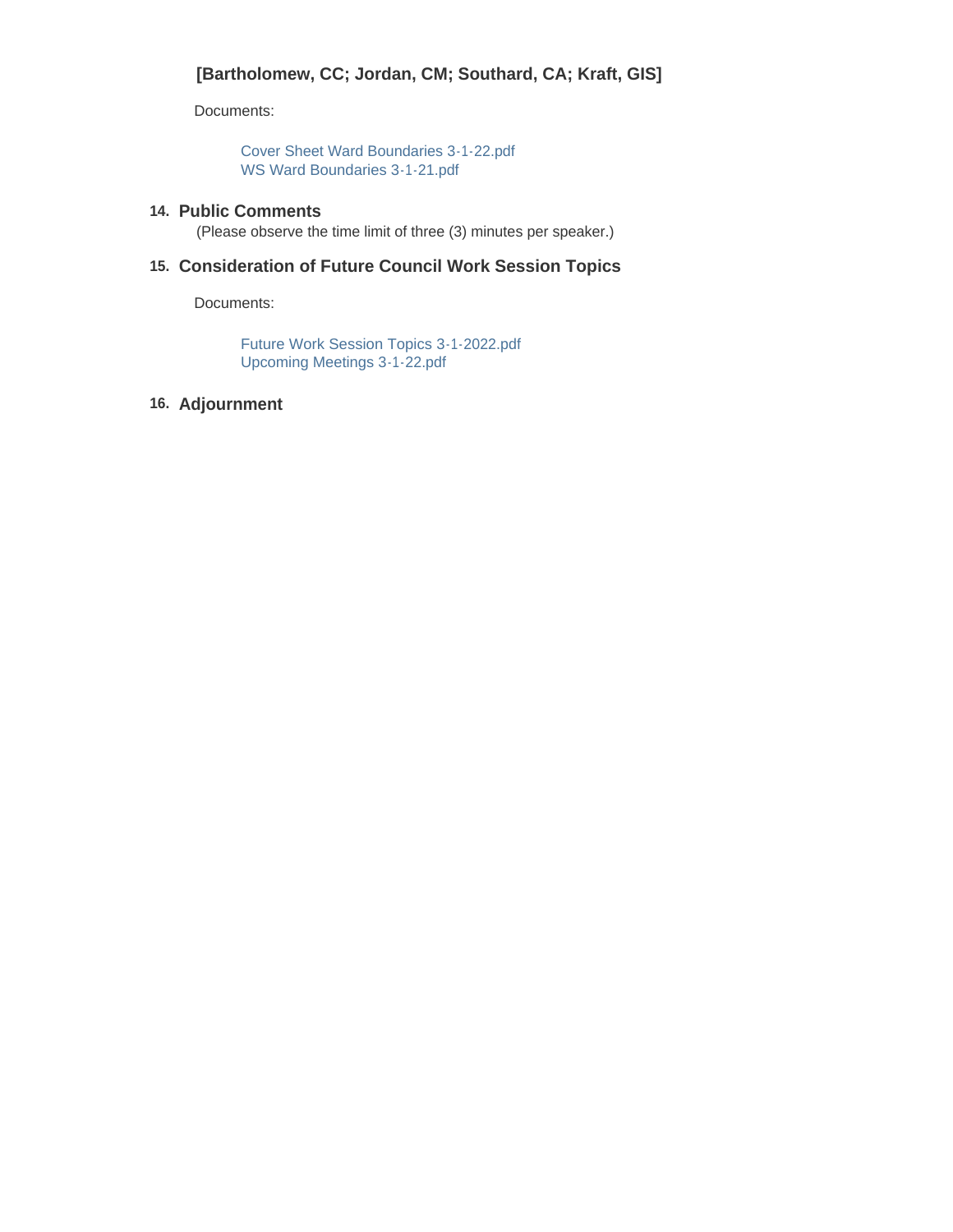**[Bartholomew, CC; Jordan, CM; Southard, CA; Kraft, GIS]**

Documents:

Cover Sheet Ward Boundaries 3-1-22.pdf
WS Ward Boundaries 3-1-21.pdf

### 14. Public Comments

(Please observe the time limit of three (3) minutes per speaker.)

### 15. Consideration of Future Council Work Session Topics

Documents:

Future Work Session Topics 3-1-2022.pdf
Upcoming Meetings 3-1-22.pdf

### 16. Adjournment